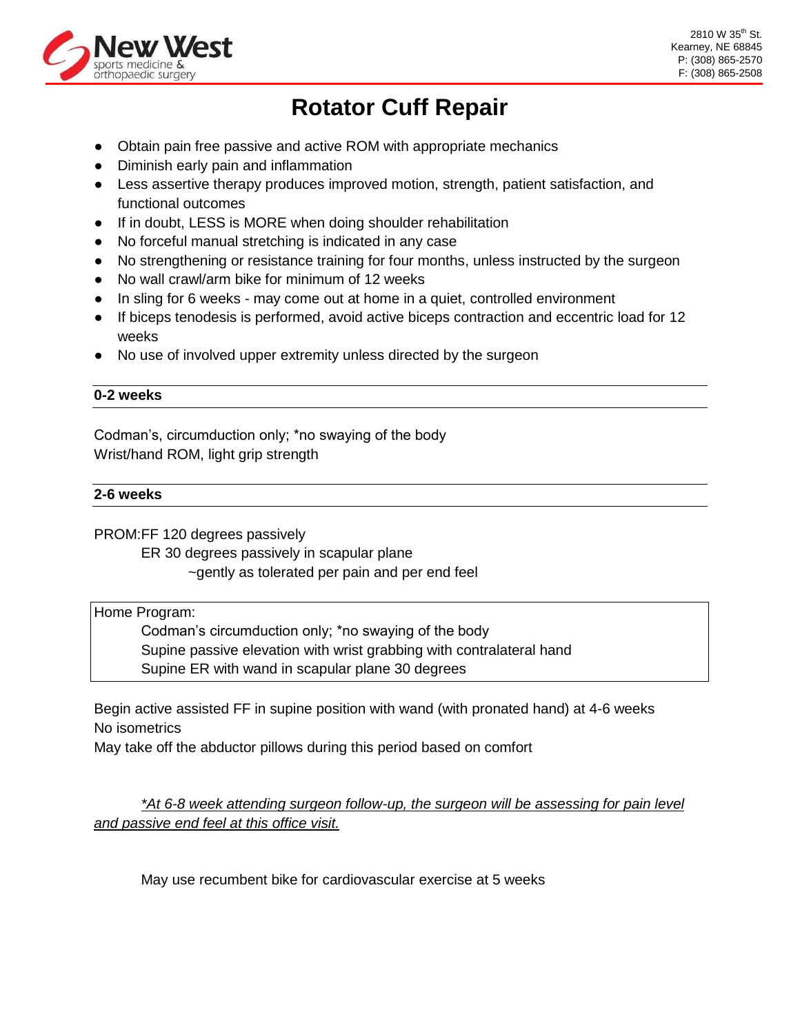**New West** sports medicine & orthopaedic surgery

2810 W 35th St.
Kearney, NE 68845
P: (308) 865-2570
F: (308) 865-2508

# Rotator Cuff Repair

- Obtain pain free passive and active ROM with appropriate mechanics
- Diminish early pain and inflammation
- Less assertive therapy produces improved motion, strength, patient satisfaction, and functional outcomes
- If in doubt, LESS is MORE when doing shoulder rehabilitation
- No forceful manual stretching is indicated in any case
- No strengthening or resistance training for four months, unless instructed by the surgeon
- No wall crawl/arm bike for minimum of 12 weeks
- In sling for 6 weeks - may come out at home in a quiet, controlled environment
- If biceps tenodesis is performed, avoid active biceps contraction and eccentric load for 12 weeks
- No use of involved upper extremity unless directed by the surgeon

## 0-2 weeks

Codman's, circumduction only; *no swaying of the body
Wrist/hand ROM, light grip strength

## 2-6 weeks

PROM:FF 120 degrees passively
ER 30 degrees passively in scapular plane
~gently as tolerated per pain and per end feel

Home Program:
Codman's circumduction only; *no swaying of the body
Supine passive elevation with wrist grabbing with contralateral hand
Supine ER with wand in scapular plane 30 degrees

Begin active assisted FF in supine position with wand (with pronated hand) at 4-6 weeks
No isometrics
May take off the abductor pillows during this period based on comfort

*\*At 6-8 week attending surgeon follow-up, the surgeon will be assessing for pain level and passive end feel at this office visit.*

May use recumbent bike for cardiovascular exercise at 5 weeks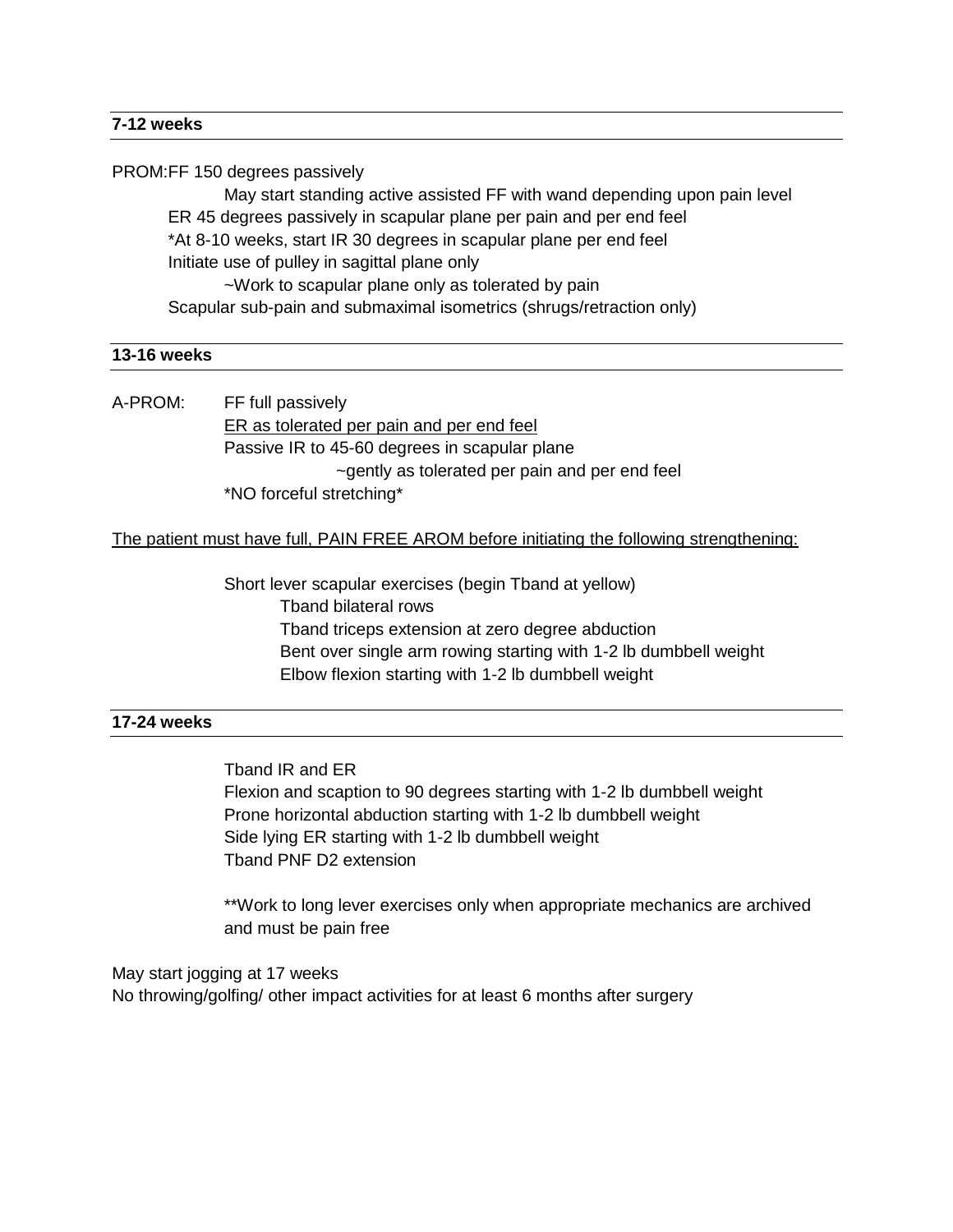**7-12 weeks**

PROM:FF 150 degrees passively

May start standing active assisted FF with wand depending upon pain level

ER 45 degrees passively in scapular plane per pain and per end feel

*At 8-10 weeks, start IR 30 degrees in scapular plane per end feel

Initiate use of pulley in sagittal plane only

~Work to scapular plane only as tolerated by pain

Scapular sub-pain and submaximal isometrics (shrugs/retraction only)

**13-16 weeks**

A-PROM: FF full passively

<u>ER as tolerated per pain and per end feel</u>

Passive IR to 45-60 degrees in scapular plane

~gently as tolerated per pain and per end feel

*NO forceful stretching*

<u>The patient must have full, PAIN FREE AROM before initiating the following strengthening:</u>

Short lever scapular exercises (begin Tband at yellow)

- Tband bilateral rows
- Tband triceps extension at zero degree abduction
- Bent over single arm rowing starting with 1-2 lb dumbbell weight
- Elbow flexion starting with 1-2 lb dumbbell weight

**17-24 weeks**

Tband IR and ER

Flexion and scaption to 90 degrees starting with 1-2 lb dumbbell weight

Prone horizontal abduction starting with 1-2 lb dumbbell weight

Side lying ER starting with 1-2 lb dumbbell weight

Tband PNF D2 extension

**Work to long lever exercises only when appropriate mechanics are archived and must be pain free

May start jogging at 17 weeks

No throwing/golfing/ other impact activities for at least 6 months after surgery